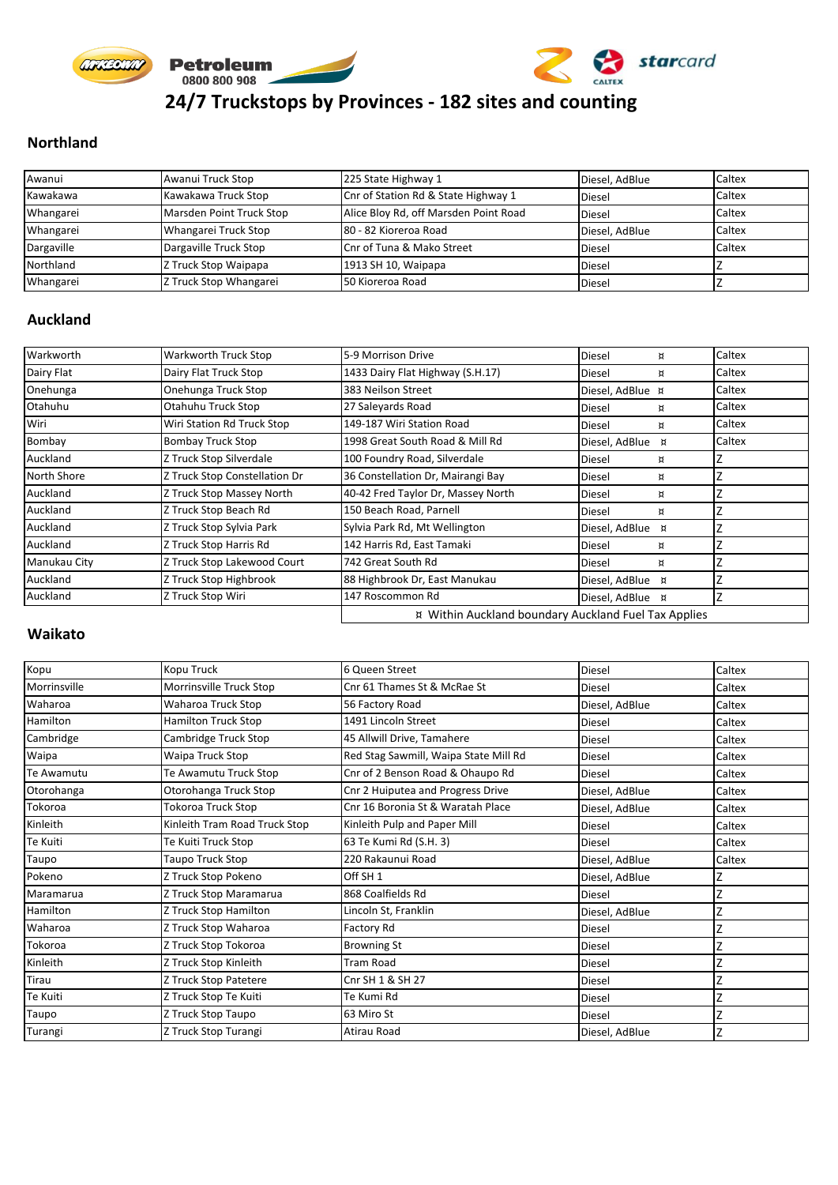McKEOWN Petroleum 0800 800 908

starcard

# 24/7 Truckstops by Provinces - 182 sites and counting

## Northland

| | | | | |
|---|---|---|---|---|
| Awanui | Awanui Truck Stop | 225 State Highway 1 | Diesel, AdBlue | Caltex |
| Kawakawa | Kawakawa Truck Stop | Cnr of Station Rd & State Highway 1 | Diesel | Caltex |
| Whangarei | Marsden Point Truck Stop | Alice Bloy Rd, off Marsden Point Road | Diesel | Caltex |
| Whangarei | Whangarei Truck Stop | 80 - 82 Kioreroa Road | Diesel, AdBlue | Caltex |
| Dargaville | Dargaville Truck Stop | Cnr of Tuna & Mako Street | Diesel | Caltex |
| Northland | Z Truck Stop Waipapa | 1913 SH 10, Waipapa | Diesel | Z |
| Whangarei | Z Truck Stop Whangarei | 50 Kioreroa Road | Diesel | Z |

## Auckland

| | | | | |
|---|---|---|---|---|
| Warkworth | Warkworth Truck Stop | 5-9 Morrison Drive | Diesel ¤ | Caltex |
| Dairy Flat | Dairy Flat Truck Stop | 1433 Dairy Flat Highway (S.H.17) | Diesel ¤ | Caltex |
| Onehunga | Onehunga Truck Stop | 383 Neilson Street | Diesel, AdBlue ¤ | Caltex |
| Otahuhu | Otahuhu Truck Stop | 27 Saleyards Road | Diesel ¤ | Caltex |
| Wiri | Wiri Station Rd Truck Stop | 149-187 Wiri Station Road | Diesel ¤ | Caltex |
| Bombay | Bombay Truck Stop | 1998 Great South Road & Mill Rd | Diesel, AdBlue ¤ | Caltex |
| Auckland | Z Truck Stop Silverdale | 100 Foundry Road, Silverdale | Diesel ¤ | Z |
| North Shore | Z Truck Stop Constellation Dr | 36 Constellation Dr, Mairangi Bay | Diesel ¤ | Z |
| Auckland | Z Truck Stop Massey North | 40-42 Fred Taylor Dr, Massey North | Diesel ¤ | Z |
| Auckland | Z Truck Stop Beach Rd | 150 Beach Road, Parnell | Diesel ¤ | Z |
| Auckland | Z Truck Stop Sylvia Park | Sylvia Park Rd, Mt Wellington | Diesel, AdBlue ¤ | Z |
| Auckland | Z Truck Stop Harris Rd | 142 Harris Rd, East Tamaki | Diesel ¤ | Z |
| Manukau City | Z Truck Stop Lakewood Court | 742 Great South Rd | Diesel ¤ | Z |
| Auckland | Z Truck Stop Highbrook | 88 Highbrook Dr, East Manukau | Diesel, AdBlue ¤ | Z |
| Auckland | Z Truck Stop Wiri | 147 Roscommon Rd | Diesel, AdBlue ¤ | Z |

¤ Within Auckland boundary Auckland Fuel Tax Applies

## Waikato

| | | | | |
|---|---|---|---|---|
| Kopu | Kopu Truck | 6 Queen Street | Diesel | Caltex |
| Morrinsville | Morrinsville Truck Stop | Cnr 61 Thames St & McRae St | Diesel | Caltex |
| Waharoa | Waharoa Truck Stop | 56 Factory Road | Diesel, AdBlue | Caltex |
| Hamilton | Hamilton Truck Stop | 1491 Lincoln Street | Diesel | Caltex |
| Cambridge | Cambridge Truck Stop | 45 Allwill Drive, Tamahere | Diesel | Caltex |
| Waipa | Waipa Truck Stop | Red Stag Sawmill, Waipa State Mill Rd | Diesel | Caltex |
| Te Awamutu | Te Awamutu Truck Stop | Cnr of 2 Benson Road & Ohaupo Rd | Diesel | Caltex |
| Otorohanga | Otorohanga Truck Stop | Cnr 2 Huiputea and Progress Drive | Diesel, AdBlue | Caltex |
| Tokoroa | Tokoroa Truck Stop | Cnr 16 Boronia St & Waratah Place | Diesel, AdBlue | Caltex |
| Kinleith | Kinleith Tram Road Truck Stop | Kinleith Pulp and Paper Mill | Diesel | Caltex |
| Te Kuiti | Te Kuiti Truck Stop | 63 Te Kumi Rd (S.H. 3) | Diesel | Caltex |
| Taupo | Taupo Truck Stop | 220 Rakaunui Road | Diesel, AdBlue | Caltex |
| Pokeno | Z Truck Stop Pokeno | Off SH 1 | Diesel, AdBlue | Z |
| Maramarua | Z Truck Stop Maramarua | 868 Coalfields Rd | Diesel | Z |
| Hamilton | Z Truck Stop Hamilton | Lincoln St, Franklin | Diesel, AdBlue | Z |
| Waharoa | Z Truck Stop Waharoa | Factory Rd | Diesel | Z |
| Tokoroa | Z Truck Stop Tokoroa | Browning St | Diesel | Z |
| Kinleith | Z Truck Stop Kinleith | Tram Road | Diesel | Z |
| Tirau | Z Truck Stop Patetere | Cnr SH 1 & SH 27 | Diesel | Z |
| Te Kuiti | Z Truck Stop Te Kuiti | Te Kumi Rd | Diesel | Z |
| Taupo | Z Truck Stop Taupo | 63 Miro St | Diesel | Z |
| Turangi | Z Truck Stop Turangi | Atirau Road | Diesel, AdBlue | Z |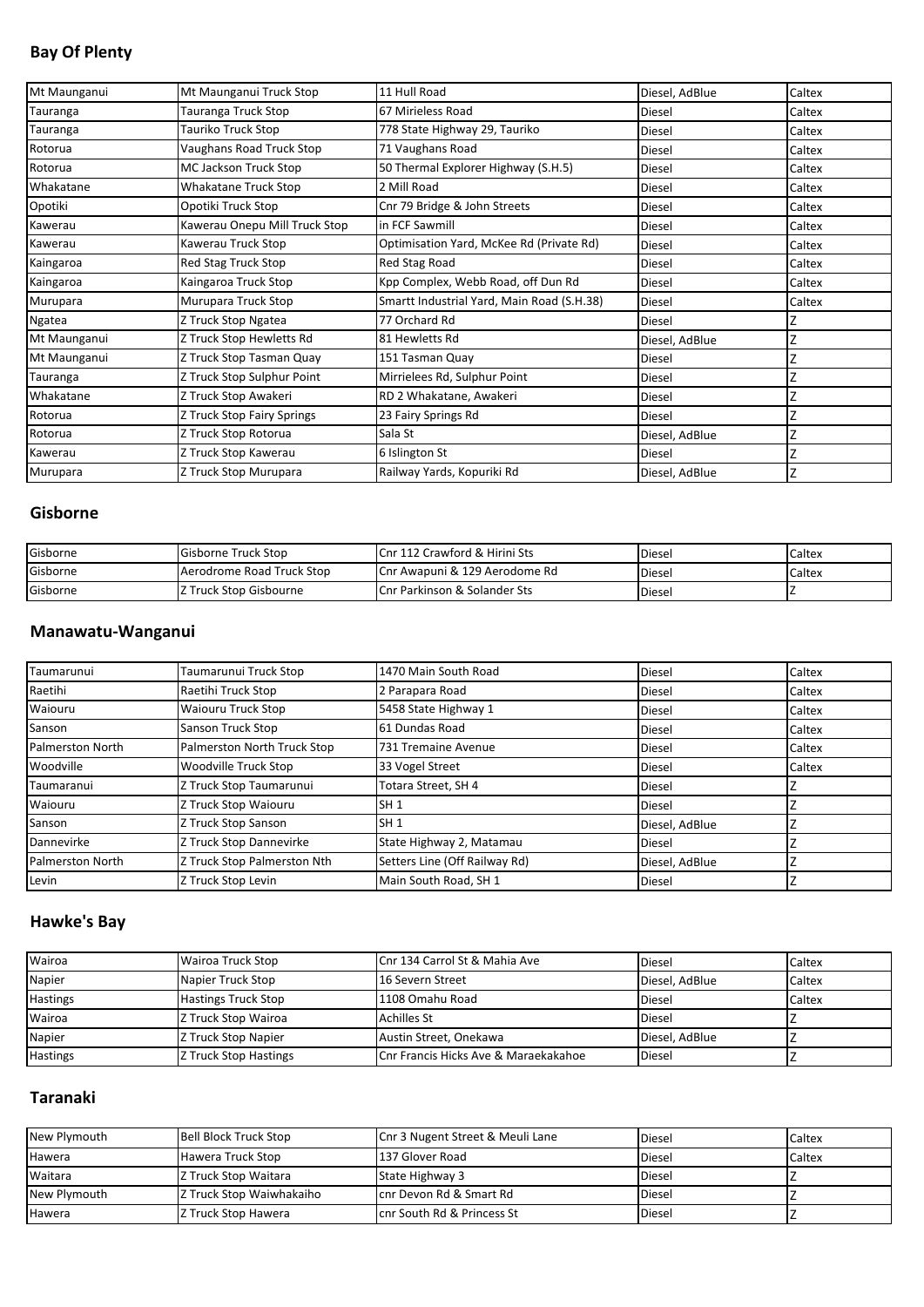## Bay Of Plenty

| | | | | |
|---|---|---|---|---|
| Mt Maunganui | Mt Maunganui Truck Stop | 11 Hull Road | Diesel, AdBlue | Caltex |
| Tauranga | Tauranga Truck Stop | 67 Mirieless Road | Diesel | Caltex |
| Tauranga | Tauriko Truck Stop | 778 State Highway 29, Tauriko | Diesel | Caltex |
| Rotorua | Vaughans Road Truck Stop | 71 Vaughans Road | Diesel | Caltex |
| Rotorua | MC Jackson Truck Stop | 50 Thermal Explorer Highway (S.H.5) | Diesel | Caltex |
| Whakatane | Whakatane Truck Stop | 2 Mill Road | Diesel | Caltex |
| Opotiki | Opotiki Truck Stop | Cnr 79 Bridge & John Streets | Diesel | Caltex |
| Kawerau | Kawerau Onepu Mill Truck Stop | in FCF Sawmill | Diesel | Caltex |
| Kawerau | Kawerau Truck Stop | Optimisation Yard, McKee Rd (Private Rd) | Diesel | Caltex |
| Kaingaroa | Red Stag Truck Stop | Red Stag Road | Diesel | Caltex |
| Kaingaroa | Kaingaroa Truck Stop | Kpp Complex, Webb Road, off Dun Rd | Diesel | Caltex |
| Murupara | Murupara Truck Stop | Smartt Industrial Yard, Main Road (S.H.38) | Diesel | Caltex |
| Ngatea | Z Truck Stop Ngatea | 77 Orchard Rd | Diesel | Z |
| Mt Maunganui | Z Truck Stop Hewletts Rd | 81 Hewletts Rd | Diesel, AdBlue | Z |
| Mt Maunganui | Z Truck Stop Tasman Quay | 151 Tasman Quay | Diesel | Z |
| Tauranga | Z Truck Stop Sulphur Point | Mirrielees Rd, Sulphur Point | Diesel | Z |
| Whakatane | Z Truck Stop Awakeri | RD 2 Whakatane, Awakeri | Diesel | Z |
| Rotorua | Z Truck Stop Fairy Springs | 23 Fairy Springs Rd | Diesel | Z |
| Rotorua | Z Truck Stop Rotorua | Sala St | Diesel, AdBlue | Z |
| Kawerau | Z Truck Stop Kawerau | 6 Islington St | Diesel | Z |
| Murupara | Z Truck Stop Murupara | Railway Yards, Kopuriki Rd | Diesel, AdBlue | Z |

## Gisborne

| | | | | |
|---|---|---|---|---|
| Gisborne | Gisborne Truck Stop | Cnr 112 Crawford & Hirini Sts | Diesel | Caltex |
| Gisborne | Aerodrome Road Truck Stop | Cnr Awapuni & 129 Aerodome Rd | Diesel | Caltex |
| Gisborne | Z Truck Stop Gisbourne | Cnr Parkinson & Solander Sts | Diesel | Z |

## Manawatu-Wanganui

| | | | | |
|---|---|---|---|---|
| Taumarunui | Taumarunui Truck Stop | 1470 Main South Road | Diesel | Caltex |
| Raetihi | Raetihi Truck Stop | 2 Parapara Road | Diesel | Caltex |
| Waiouru | Waiouru Truck Stop | 5458 State Highway 1 | Diesel | Caltex |
| Sanson | Sanson Truck Stop | 61 Dundas Road | Diesel | Caltex |
| Palmerston North | Palmerston North Truck Stop | 731 Tremaine Avenue | Diesel | Caltex |
| Woodville | Woodville Truck Stop | 33 Vogel Street | Diesel | Caltex |
| Taumaranui | Z Truck Stop Taumarunui | Totara Street, SH 4 | Diesel | Z |
| Waiouru | Z Truck Stop Waiouru | SH 1 | Diesel | Z |
| Sanson | Z Truck Stop Sanson | SH 1 | Diesel, AdBlue | Z |
| Dannevirke | Z Truck Stop Dannevirke | State Highway 2, Matamau | Diesel | Z |
| Palmerston North | Z Truck Stop Palmerston Nth | Setters Line (Off Railway Rd) | Diesel, AdBlue | Z |
| Levin | Z Truck Stop Levin | Main South Road, SH 1 | Diesel | Z |

## Hawke's Bay

| | | | | |
|---|---|---|---|---|
| Wairoa | Wairoa Truck Stop | Cnr 134 Carrol St & Mahia Ave | Diesel | Caltex |
| Napier | Napier Truck Stop | 16 Severn Street | Diesel, AdBlue | Caltex |
| Hastings | Hastings Truck Stop | 1108 Omahu Road | Diesel | Caltex |
| Wairoa | Z Truck Stop Wairoa | Achilles St | Diesel | Z |
| Napier | Z Truck Stop Napier | Austin Street, Onekawa | Diesel, AdBlue | Z |
| Hastings | Z Truck Stop Hastings | Cnr Francis Hicks Ave & Maraekakahoe | Diesel | Z |

## Taranaki

| | | | | |
|---|---|---|---|---|
| New Plymouth | Bell Block Truck Stop | Cnr 3 Nugent Street & Meuli Lane | Diesel | Caltex |
| Hawera | Hawera Truck Stop | 137 Glover Road | Diesel | Caltex |
| Waitara | Z Truck Stop Waitara | State Highway 3 | Diesel | Z |
| New Plymouth | Z Truck Stop Waiwhakaiho | cnr Devon Rd & Smart Rd | Diesel | Z |
| Hawera | Z Truck Stop Hawera | cnr South Rd & Princess St | Diesel | Z |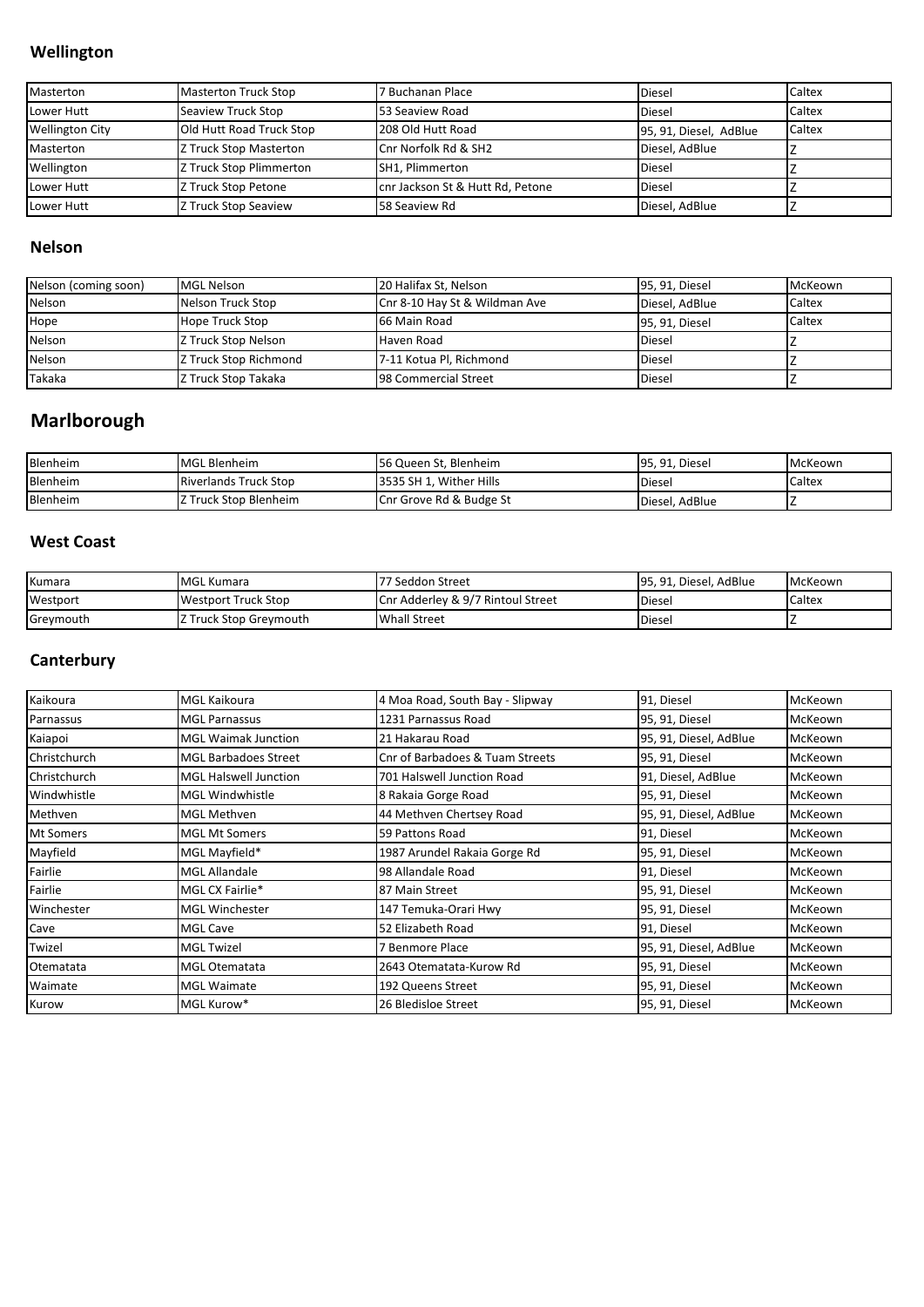## Wellington

| | | | | |
|---|---|---|---|---|
| Masterton | Masterton Truck Stop | 7 Buchanan Place | Diesel | Caltex |
| Lower Hutt | Seaview Truck Stop | 53 Seaview Road | Diesel | Caltex |
| Wellington City | Old Hutt Road Truck Stop | 208 Old Hutt Road | 95, 91, Diesel, AdBlue | Caltex |
| Masterton | Z Truck Stop Masterton | Cnr Norfolk Rd & SH2 | Diesel, AdBlue | Z |
| Wellington | Z Truck Stop Plimmerton | SH1, Plimmerton | Diesel | Z |
| Lower Hutt | Z Truck Stop Petone | cnr Jackson St & Hutt Rd, Petone | Diesel | Z |
| Lower Hutt | Z Truck Stop Seaview | 58 Seaview Rd | Diesel, AdBlue | Z |

## Nelson

| | | | | |
|---|---|---|---|---|
| Nelson (coming soon) | MGL Nelson | 20 Halifax St, Nelson | 95, 91, Diesel | McKeown |
| Nelson | Nelson Truck Stop | Cnr 8-10 Hay St & Wildman Ave | Diesel, AdBlue | Caltex |
| Hope | Hope Truck Stop | 66 Main Road | 95, 91, Diesel | Caltex |
| Nelson | Z Truck Stop Nelson | Haven Road | Diesel | Z |
| Nelson | Z Truck Stop Richmond | 7-11 Kotua Pl, Richmond | Diesel | Z |
| Takaka | Z Truck Stop Takaka | 98 Commercial Street | Diesel | Z |

# Marlborough

| | | | | |
|---|---|---|---|---|
| Blenheim | MGL Blenheim | 56 Queen St, Blenheim | 95, 91, Diesel | McKeown |
| Blenheim | Riverlands Truck Stop | 3535 SH 1, Wither Hills | Diesel | Caltex |
| Blenheim | Z Truck Stop Blenheim | Cnr Grove Rd & Budge St | Diesel, AdBlue | Z |

## West Coast

| | | | | |
|---|---|---|---|---|
| Kumara | MGL Kumara | 77 Seddon Street | 95, 91, Diesel, AdBlue | McKeown |
| Westport | Westport Truck Stop | Cnr Adderley & 9/7 Rintoul Street | Diesel | Caltex |
| Greymouth | Z Truck Stop Greymouth | Whall Street | Diesel | Z |

## Canterbury

| | | | | |
|---|---|---|---|---|
| Kaikoura | MGL Kaikoura | 4 Moa Road, South Bay - Slipway | 91, Diesel | McKeown |
| Parnassus | MGL Parnassus | 1231 Parnassus Road | 95, 91, Diesel | McKeown |
| Kaiapoi | MGL Waimak Junction | 21 Hakarau Road | 95, 91, Diesel, AdBlue | McKeown |
| Christchurch | MGL Barbadoes Street | Cnr of Barbadoes & Tuam Streets | 95, 91, Diesel | McKeown |
| Christchurch | MGL Halswell Junction | 701 Halswell Junction Road | 91, Diesel, AdBlue | McKeown |
| Windwhistle | MGL Windwhistle | 8 Rakaia Gorge Road | 95, 91, Diesel | McKeown |
| Methven | MGL Methven | 44 Methven Chertsey Road | 95, 91, Diesel, AdBlue | McKeown |
| Mt Somers | MGL Mt Somers | 59 Pattons Road | 91, Diesel | McKeown |
| Mayfield | MGL Mayfield* | 1987 Arundel Rakaia Gorge Rd | 95, 91, Diesel | McKeown |
| Fairlie | MGL Allandale | 98 Allandale Road | 91, Diesel | McKeown |
| Fairlie | MGL CX Fairlie* | 87 Main Street | 95, 91, Diesel | McKeown |
| Winchester | MGL Winchester | 147 Temuka-Orari Hwy | 95, 91, Diesel | McKeown |
| Cave | MGL Cave | 52 Elizabeth Road | 91, Diesel | McKeown |
| Twizel | MGL Twizel | 7 Benmore Place | 95, 91, Diesel, AdBlue | McKeown |
| Otematata | MGL Otematata | 2643 Otematata-Kurow Rd | 95, 91, Diesel | McKeown |
| Waimate | MGL Waimate | 192 Queens Street | 95, 91, Diesel | McKeown |
| Kurow | MGL Kurow* | 26 Bledisloe Street | 95, 91, Diesel | McKeown |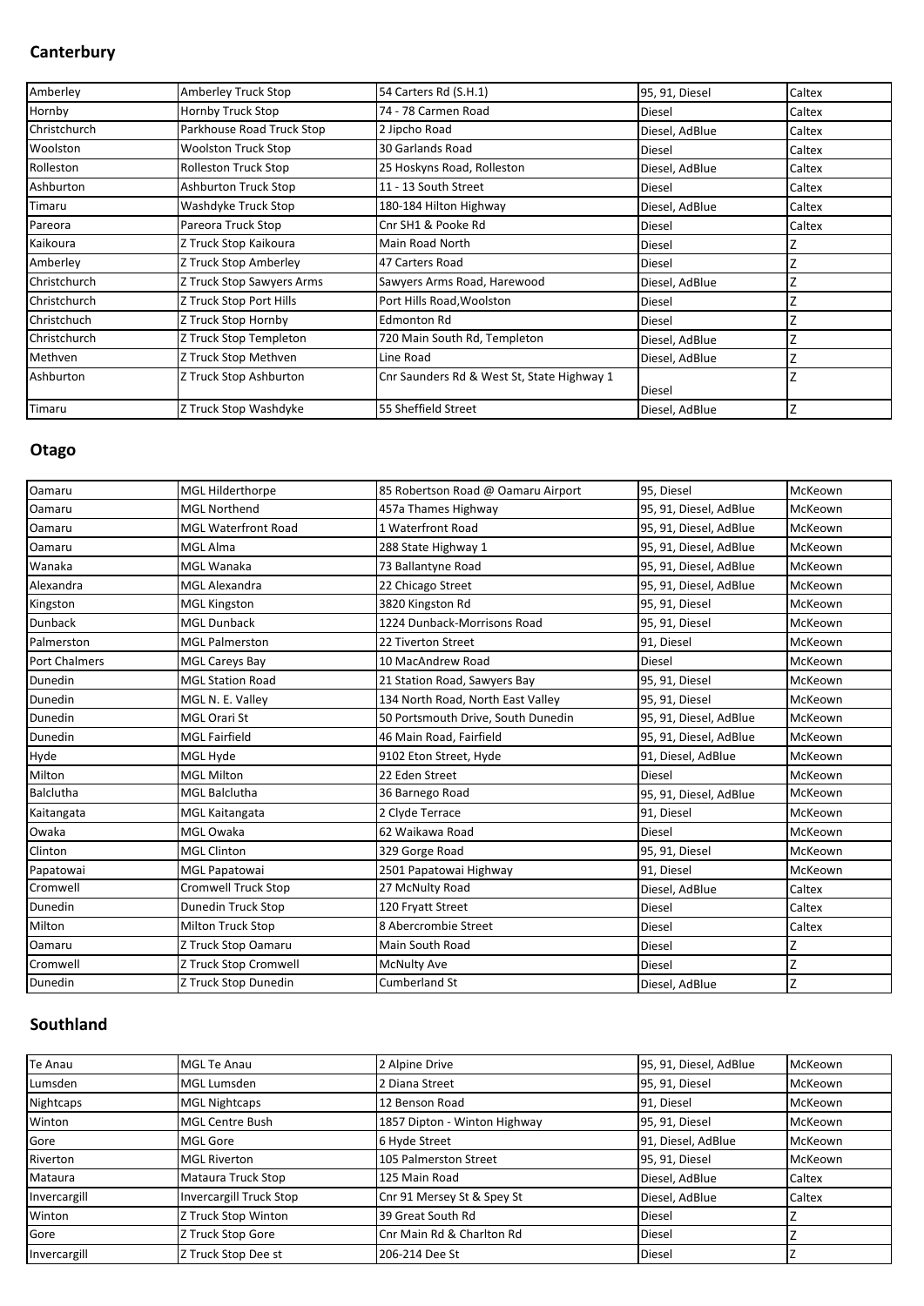## Canterbury

| | | | | |
|---|---|---|---|---|
| Amberley | Amberley Truck Stop | 54 Carters Rd (S.H.1) | 95, 91, Diesel | Caltex |
| Hornby | Hornby Truck Stop | 74 - 78 Carmen Road | Diesel | Caltex |
| Christchurch | Parkhouse Road Truck Stop | 2 Jipcho Road | Diesel, AdBlue | Caltex |
| Woolston | Woolston Truck Stop | 30 Garlands Road | Diesel | Caltex |
| Rolleston | Rolleston Truck Stop | 25 Hoskyns Road, Rolleston | Diesel, AdBlue | Caltex |
| Ashburton | Ashburton Truck Stop | 11 - 13 South Street | Diesel | Caltex |
| Timaru | Washdyke Truck Stop | 180-184 Hilton Highway | Diesel, AdBlue | Caltex |
| Pareora | Pareora Truck Stop | Cnr SH1 & Pooke Rd | Diesel | Caltex |
| Kaikoura | Z Truck Stop Kaikoura | Main Road North | Diesel | Z |
| Amberley | Z Truck Stop Amberley | 47 Carters Road | Diesel | Z |
| Christchurch | Z Truck Stop Sawyers Arms | Sawyers Arms Road, Harewood | Diesel, AdBlue | Z |
| Christchurch | Z Truck Stop Port Hills | Port Hills Road,Woolston | Diesel | Z |
| Christchuch | Z Truck Stop Hornby | Edmonton Rd | Diesel | Z |
| Christchurch | Z Truck Stop Templeton | 720 Main South Rd, Templeton | Diesel, AdBlue | Z |
| Methven | Z Truck Stop Methven | Line Road | Diesel, AdBlue | Z |
| Ashburton | Z Truck Stop Ashburton | Cnr Saunders Rd & West St, State Highway 1 | Diesel | Z |
| Timaru | Z Truck Stop Washdyke | 55 Sheffield Street | Diesel, AdBlue | Z |

## Otago

| | | | | |
|---|---|---|---|---|
| Oamaru | MGL Hilderthorpe | 85 Robertson Road @ Oamaru Airport | 95, Diesel | McKeown |
| Oamaru | MGL Northend | 457a Thames Highway | 95, 91, Diesel, AdBlue | McKeown |
| Oamaru | MGL Waterfront Road | 1 Waterfront Road | 95, 91, Diesel, AdBlue | McKeown |
| Oamaru | MGL Alma | 288 State Highway 1 | 95, 91, Diesel, AdBlue | McKeown |
| Wanaka | MGL Wanaka | 73 Ballantyne Road | 95, 91, Diesel, AdBlue | McKeown |
| Alexandra | MGL Alexandra | 22 Chicago Street | 95, 91, Diesel, AdBlue | McKeown |
| Kingston | MGL Kingston | 3820 Kingston Rd | 95, 91, Diesel | McKeown |
| Dunback | MGL Dunback | 1224 Dunback-Morrisons Road | 95, 91, Diesel | McKeown |
| Palmerston | MGL Palmerston | 22 Tiverton Street | 91, Diesel | McKeown |
| Port Chalmers | MGL Careys Bay | 10 MacAndrew Road | Diesel | McKeown |
| Dunedin | MGL Station Road | 21 Station Road, Sawyers Bay | 95, 91, Diesel | McKeown |
| Dunedin | MGL N. E. Valley | 134 North Road, North East Valley | 95, 91, Diesel | McKeown |
| Dunedin | MGL Orari St | 50 Portsmouth Drive, South Dunedin | 95, 91, Diesel, AdBlue | McKeown |
| Dunedin | MGL Fairfield | 46 Main Road, Fairfield | 95, 91, Diesel, AdBlue | McKeown |
| Hyde | MGL Hyde | 9102 Eton Street, Hyde | 91, Diesel, AdBlue | McKeown |
| Milton | MGL Milton | 22 Eden Street | Diesel | McKeown |
| Balclutha | MGL Balclutha | 36 Barnego Road | 95, 91, Diesel, AdBlue | McKeown |
| Kaitangata | MGL Kaitangata | 2 Clyde Terrace | 91, Diesel | McKeown |
| Owaka | MGL Owaka | 62 Waikawa Road | Diesel | McKeown |
| Clinton | MGL Clinton | 329 Gorge Road | 95, 91, Diesel | McKeown |
| Papatowai | MGL Papatowai | 2501 Papatowai Highway | 91, Diesel | McKeown |
| Cromwell | Cromwell Truck Stop | 27 McNulty Road | Diesel, AdBlue | Caltex |
| Dunedin | Dunedin Truck Stop | 120 Fryatt Street | Diesel | Caltex |
| Milton | Milton Truck Stop | 8 Abercrombie Street | Diesel | Caltex |
| Oamaru | Z Truck Stop Oamaru | Main South Road | Diesel | Z |
| Cromwell | Z Truck Stop Cromwell | McNulty Ave | Diesel | Z |
| Dunedin | Z Truck Stop Dunedin | Cumberland St | Diesel, AdBlue | Z |

## Southland

| | | | | |
|---|---|---|---|---|
| Te Anau | MGL Te Anau | 2 Alpine Drive | 95, 91, Diesel, AdBlue | McKeown |
| Lumsden | MGL Lumsden | 2 Diana Street | 95, 91, Diesel | McKeown |
| Nightcaps | MGL Nightcaps | 12 Benson Road | 91, Diesel | McKeown |
| Winton | MGL Centre Bush | 1857 Dipton - Winton Highway | 95, 91, Diesel | McKeown |
| Gore | MGL Gore | 6 Hyde Street | 91, Diesel, AdBlue | McKeown |
| Riverton | MGL Riverton | 105 Palmerston Street | 95, 91, Diesel | McKeown |
| Mataura | Mataura Truck Stop | 125 Main Road | Diesel, AdBlue | Caltex |
| Invercargill | Invercargill Truck Stop | Cnr 91 Mersey St & Spey St | Diesel, AdBlue | Caltex |
| Winton | Z Truck Stop Winton | 39 Great South Rd | Diesel | Z |
| Gore | Z Truck Stop Gore | Cnr Main Rd & Charlton Rd | Diesel | Z |
| Invercargill | Z Truck Stop Dee st | 206-214 Dee St | Diesel | Z |